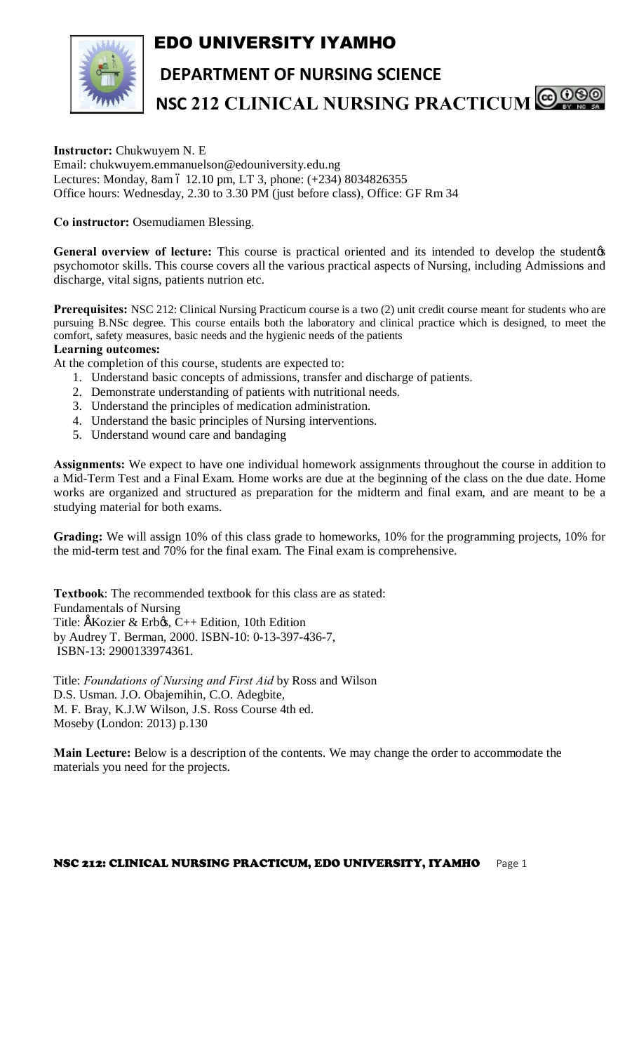# EDO UNIVERSITY IYAMHO

## DEPARTMENT OF NURSING SCIENCE

## NSC 212 CLINICAL NURSING PRACTICUM

**Instructor:** Chukwuyem N. E
Email: chukwuyem.emmanuelson@edouniversity.edu.ng
Lectures: Monday, 8am ó 12.10 pm, LT 3, phone: (+234) 8034826355
Office hours: Wednesday, 2.30 to 3.30 PM (just before class), Office: GF Rm 34

**Co instructor:** Osemudiamen Blessing.

**General overview of lecture:** This course is practical oriented and its intended to develop the studentøs psychomotor skills. This course covers all the various practical aspects of Nursing, including Admissions and discharge, vital signs, patients nutrion etc.

**Prerequisites:** NSC 212: Clinical Nursing Practicum course is a two (2) unit credit course meant for students who are pursuing B.NSc degree. This course entails both the laboratory and clinical practice which is designed, to meet the comfort, safety measures, basic needs and the hygienic needs of the patients

**Learning outcomes:**

At the completion of this course, students are expected to:

1. Understand basic concepts of admissions, transfer and discharge of patients.
2. Demonstrate understanding of patients with nutritional needs.
3. Understand the principles of medication administration.
4. Understand the basic principles of Nursing interventions.
5. Understand wound care and bandaging

**Assignments:** We expect to have one individual homework assignments throughout the course in addition to a Mid-Term Test and a Final Exam. Home works are due at the beginning of the class on the due date. Home works are organized and structured as preparation for the midterm and final exam, and are meant to be a studying material for both exams.

**Grading:** We will assign 10% of this class grade to homeworks, 10% for the programming projects, 10% for the mid-term test and 70% for the final exam. The Final exam is comprehensive.

**Textbook**: The recommended textbook for this class are as stated:
Fundamentals of Nursing
Title: ÅKozier & Erbøs, C++ Edition, 10th Edition
by Audrey T. Berman, 2000. ISBN-10: 0-13-397-436-7,
ISBN-13: 2900133974361.

Title: *Foundations of Nursing and First Aid* by Ross and Wilson
D.S. Usman. J.O. Obajemihin, C.O. Adegbite,
M. F. Bray, K.J.W Wilson, J.S. Ross Course 4th ed.
Moseby (London: 2013) p.130

**Main Lecture:** Below is a description of the contents. We may change the order to accommodate the materials you need for the projects.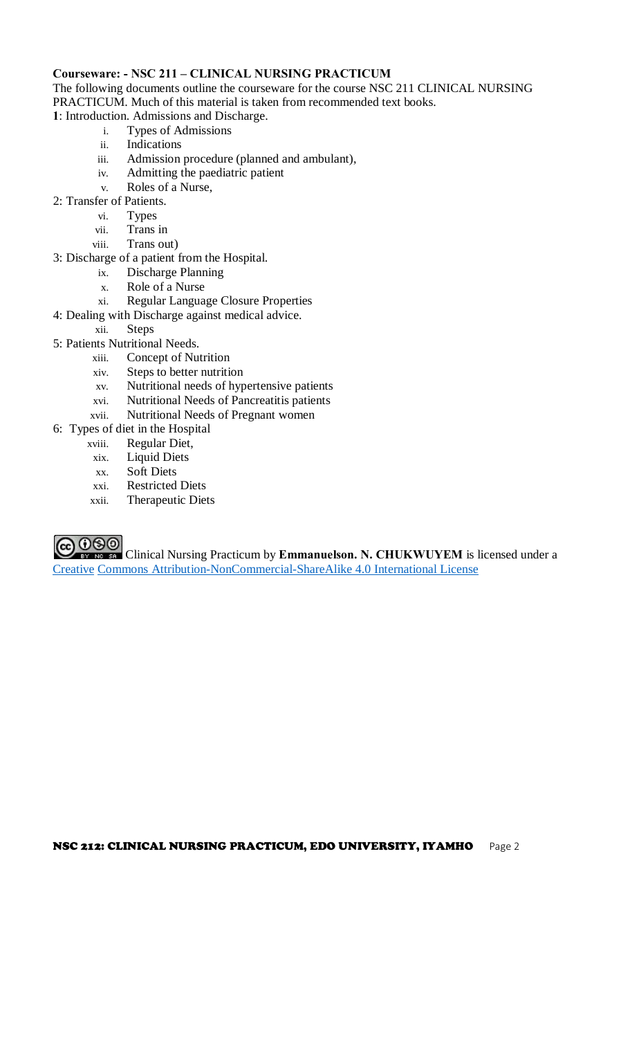**Courseware: - NSC 211 – CLINICAL NURSING PRACTICUM**

The following documents outline the courseware for the course NSC 211 CLINICAL NURSING PRACTICUM. Much of this material is taken from recommended text books.

**1**: Introduction. Admissions and Discharge.

i. Types of Admissions
ii. Indications
iii. Admission procedure (planned and ambulant),
iv. Admitting the paediatric patient
v. Roles of a Nurse,

2: Transfer of Patients.

vi. Types
vii. Trans in
viii. Trans out)

3: Discharge of a patient from the Hospital.

ix. Discharge Planning
x. Role of a Nurse
xi. Regular Language Closure Properties

4: Dealing with Discharge against medical advice.

xii. Steps

5: Patients Nutritional Needs.

xiii. Concept of Nutrition
xiv. Steps to better nutrition
xv. Nutritional needs of hypertensive patients
xvi. Nutritional Needs of Pancreatitis patients
xvii. Nutritional Needs of Pregnant women

6: Types of diet in the Hospital

xviii. Regular Diet,
xix. Liquid Diets
xx. Soft Diets
xxi. Restricted Diets
xxii. Therapeutic Diets

Clinical Nursing Practicum by **Emmanuelson. N. CHUKWUYEM** is licensed under a Creative Commons Attribution-NonCommercial-ShareAlike 4.0 International License